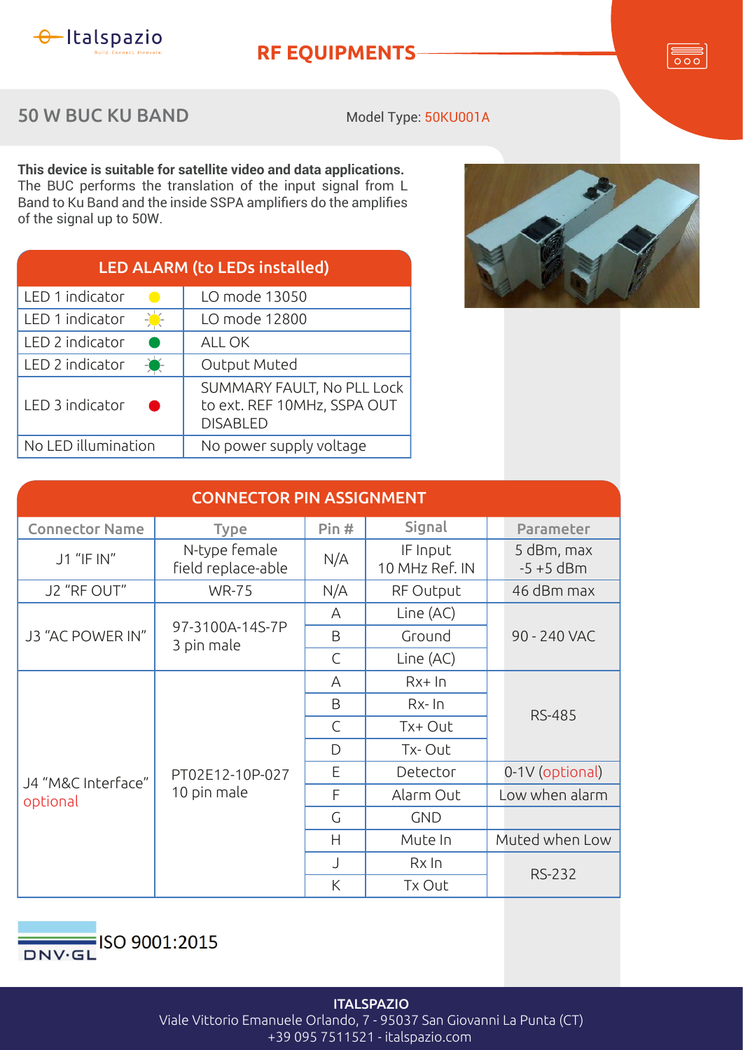Italspazio

Build. Connect. Innovate.

# RF EQUIPMENTS

## 50 W BUC KU BAND

Model Type: 50KU001A

**This device is suitable for satellite video and data applications.** The BUC performs the translation of the input signal from L Band to Ku Band and the inside SSPA amplifiers do the amplifies of the signal up to 50W.

| LED ALARM (to LEDs installed) | |
|---|---|
| LED 1 indicator (yellow) | LO mode 13050 |
| LED 1 indicator (yellow, blinking) | LO mode 12800 |
| LED 2 indicator (green) | ALL OK |
| LED 2 indicator (green, blinking) | Output Muted |
| LED 3 indicator (red) | SUMMARY FAULT, No PLL Lock to ext. REF 10MHz, SSPA OUT DISABLED |
| No LED illumination | No power supply voltage |

**CONNECTOR PIN ASSIGNMENT**

| Connector Name | Type | Pin # | Signal | Parameter |
|---|---|---|---|---|
| J1 "IF IN" | N-type female field replace-able | N/A | IF Input<br>10 MHz Ref. IN | 5 dBm, max<br>-5 +5 dBm |
| J2 "RF OUT" | WR-75 | N/A | RF Output | 46 dBm max |
| J3 "AC POWER IN" | 97-3100A-14S-7P 3 pin male | A | Line (AC) | 90 - 240 VAC |
| | | B | Ground | |
| | | C | Line (AC) | |
| J4 "M&C Interface" optional | PT02E12-10P-027 10 pin male | A | Rx+ In | RS-485 |
| | | B | Rx- In | |
| | | C | Tx+ Out | |
| | | D | Tx- Out | |
| | | E | Detector | 0-1V (optional) |
| | | F | Alarm Out | Low when alarm |
| | | G | GND | |
| | | H | Mute In | Muted when Low |
| | | J | Rx In | RS-232 |
| | | K | Tx Out | |

DNV·GL ISO 9001:2015

**ITALSPAZIO**
Viale Vittorio Emanuele Orlando, 7 - 95037 San Giovanni La Punta (CT)
+39 095 7511521 - italspazio.com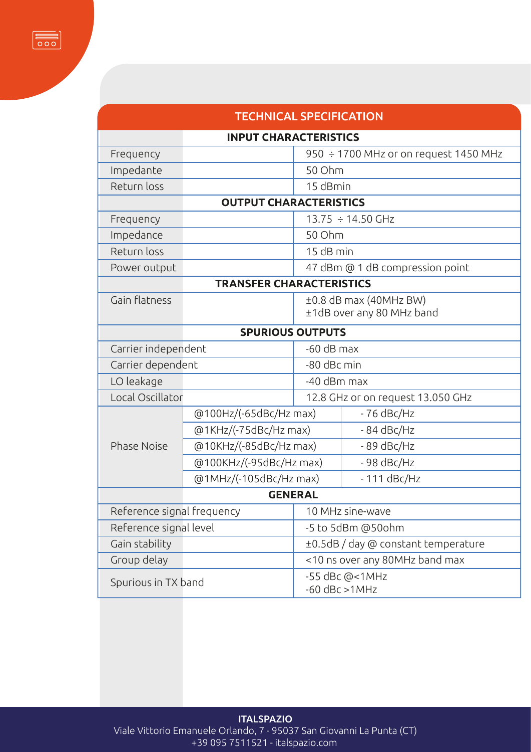## TECHNICAL SPECIFICATION

| | | |
|---|---|---|
| **INPUT CHARACTERISTICS** | | |
| Frequency | | 950 ÷ 1700 MHz or on request 1450 MHz |
| Impedante | | 50 Ohm |
| Return loss | | 15 dBmin |
| **OUTPUT CHARACTERISTICS** | | |
| Frequency | | 13.75 ÷ 14.50 GHz |
| Impedance | | 50 Ohm |
| Return loss | | 15 dB min |
| Power output | | 47 dBm @ 1 dB compression point |
| **TRANSFER CHARACTERISTICS** | | |
| Gain flatness | | ±0.8 dB max (40MHz BW)<br>±1dB over any 80 MHz band |
| **SPURIOUS OUTPUTS** | | |
| Carrier independent | | -60 dB max |
| Carrier dependent | | -80 dBc min |
| LO leakage | | -40 dBm max |
| Local Oscillator | | 12.8 GHz or on request 13.050 GHz |
| Phase Noise | @100Hz/(-65dBc/Hz max) | - 76 dBc/Hz |
| | @1KHz/(-75dBc/Hz max) | - 84 dBc/Hz |
| | @10KHz/(-85dBc/Hz max) | - 89 dBc/Hz |
| | @100KHz/(-95dBc/Hz max) | - 98 dBc/Hz |
| | @1MHz/(-105dBc/Hz max) | - 111 dBc/Hz |
| **GENERAL** | | |
| Reference signal frequency | | 10 MHz sine-wave |
| Reference signal level | | -5 to 5dBm @50ohm |
| Gain stability | | ±0.5dB / day @ constant temperature |
| Group delay | | <10 ns over any 80MHz band max |
| Spurious in TX band | | -55 dBc @<1MHz<br>-60 dBc >1MHz |

**ITALSPAZIO**
Viale Vittorio Emanuele Orlando, 7 - 95037 San Giovanni La Punta (CT)
+39 095 7511521 - italspazio.com